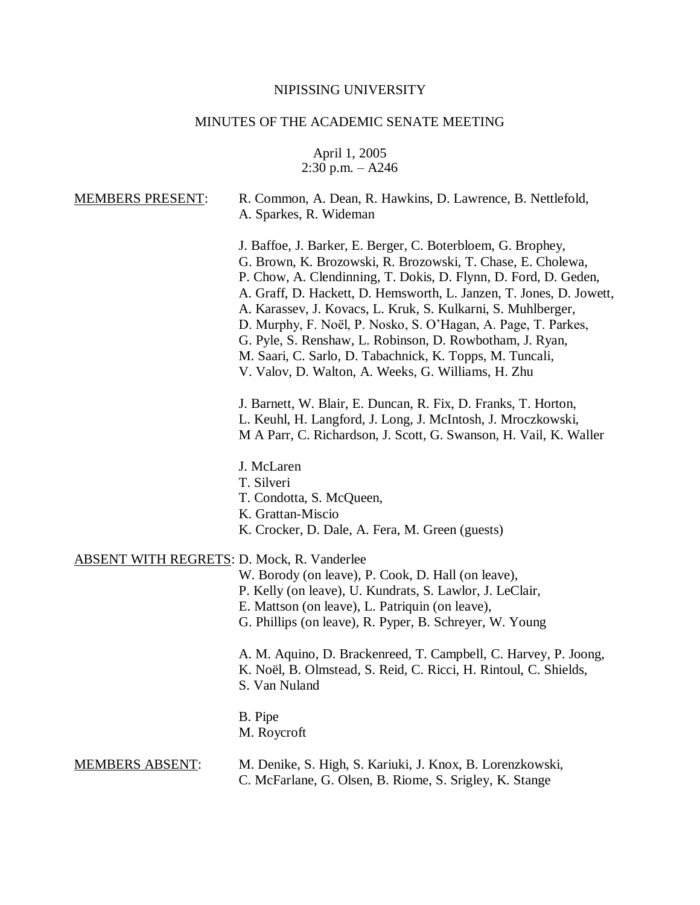NIPISSING UNIVERSITY

MINUTES OF THE ACADEMIC SENATE MEETING

April 1, 2005
2:30 p.m. – A246

<u>MEMBERS PRESENT</u>:

R. Common, A. Dean, R. Hawkins, D. Lawrence, B. Nettlefold, A. Sparkes, R. Wideman

J. Baffoe, J. Barker, E. Berger, C. Boterbloem, G. Brophey, G. Brown, K. Brozowski, R. Brozowski, T. Chase, E. Cholewa, P. Chow, A. Clendinning, T. Dokis, D. Flynn, D. Ford, D. Geden, A. Graff, D. Hackett, D. Hemsworth, L. Janzen, T. Jones, D. Jowett, A. Karassev, J. Kovacs, L. Kruk, S. Kulkarni, S. Muhlberger, D. Murphy, F. Noël, P. Nosko, S. O'Hagan, A. Page, T. Parkes, G. Pyle, S. Renshaw, L. Robinson, D. Rowbotham, J. Ryan, M. Saari, C. Sarlo, D. Tabachnick, K. Topps, M. Tuncali, V. Valov, D. Walton, A. Weeks, G. Williams, H. Zhu

J. Barnett, W. Blair, E. Duncan, R. Fix, D. Franks, T. Horton, L. Keuhl, H. Langford, J. Long, J. McIntosh, J. Mroczkowski, M A Parr, C. Richardson, J. Scott, G. Swanson, H. Vail, K. Waller

J. McLaren
T. Silveri
T. Condotta, S. McQueen,
K. Grattan-Miscio
K. Crocker, D. Dale, A. Fera, M. Green (guests)

<u>ABSENT WITH REGRETS</u>:

D. Mock, R. Vanderlee
W. Borody (on leave), P. Cook, D. Hall (on leave), P. Kelly (on leave), U. Kundrats, S. Lawlor, J. LeClair, E. Mattson (on leave), L. Patriquin (on leave), G. Phillips (on leave), R. Pyper, B. Schreyer, W. Young

A. M. Aquino, D. Brackenreed, T. Campbell, C. Harvey, P. Joong, K. Noël, B. Olmstead, S. Reid, C. Ricci, H. Rintoul, C. Shields, S. Van Nuland

B. Pipe
M. Roycroft

<u>MEMBERS ABSENT</u>:

M. Denike, S. High, S. Kariuki, J. Knox, B. Lorenzkowski, C. McFarlane, G. Olsen, B. Riome, S. Srigley, K. Stange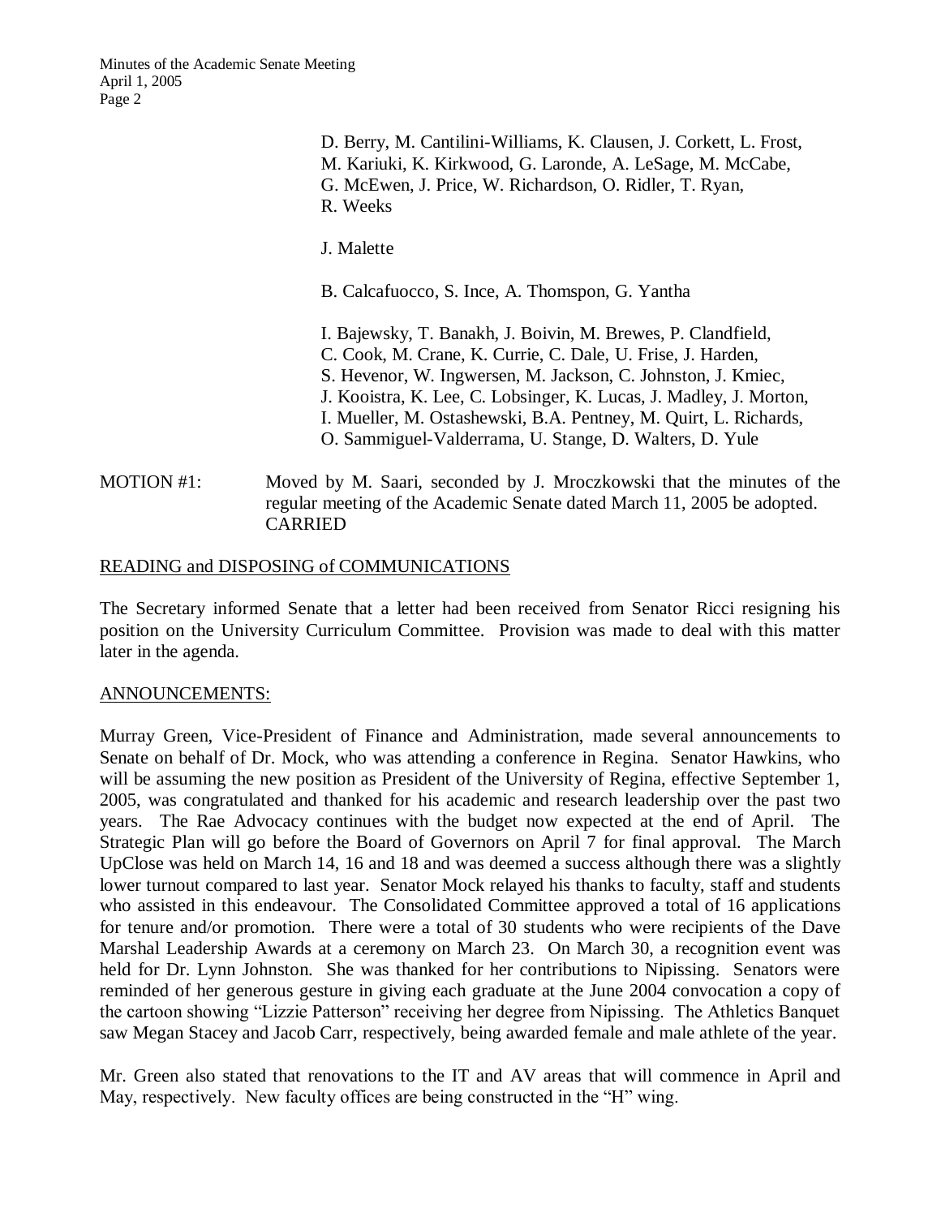D. Berry, M. Cantilini-Williams, K. Clausen, J. Corkett, L. Frost, M. Kariuki, K. Kirkwood, G. Laronde, A. LeSage, M. McCabe, G. McEwen, J. Price, W. Richardson, O. Ridler, T. Ryan, R. Weeks

J. Malette

B. Calcafuocco, S. Ince, A. Thomspon, G. Yantha

I. Bajewsky, T. Banakh, J. Boivin, M. Brewes, P. Clandfield, C. Cook, M. Crane, K. Currie, C. Dale, U. Frise, J. Harden, S. Hevenor, W. Ingwersen, M. Jackson, C. Johnston, J. Kmiec, J. Kooistra, K. Lee, C. Lobsinger, K. Lucas, J. Madley, J. Morton, I. Mueller, M. Ostashewski, B.A. Pentney, M. Quirt, L. Richards, O. Sammiguel-Valderrama, U. Stange, D. Walters, D. Yule

MOTION #1: Moved by M. Saari, seconded by J. Mroczkowski that the minutes of the regular meeting of the Academic Senate dated March 11, 2005 be adopted.
CARRIED

## READING and DISPOSING of COMMUNICATIONS

The Secretary informed Senate that a letter had been received from Senator Ricci resigning his position on the University Curriculum Committee. Provision was made to deal with this matter later in the agenda.

## ANNOUNCEMENTS:

Murray Green, Vice-President of Finance and Administration, made several announcements to Senate on behalf of Dr. Mock, who was attending a conference in Regina. Senator Hawkins, who will be assuming the new position as President of the University of Regina, effective September 1, 2005, was congratulated and thanked for his academic and research leadership over the past two years. The Rae Advocacy continues with the budget now expected at the end of April. The Strategic Plan will go before the Board of Governors on April 7 for final approval. The March UpClose was held on March 14, 16 and 18 and was deemed a success although there was a slightly lower turnout compared to last year. Senator Mock relayed his thanks to faculty, staff and students who assisted in this endeavour. The Consolidated Committee approved a total of 16 applications for tenure and/or promotion. There were a total of 30 students who were recipients of the Dave Marshal Leadership Awards at a ceremony on March 23. On March 30, a recognition event was held for Dr. Lynn Johnston. She was thanked for her contributions to Nipissing. Senators were reminded of her generous gesture in giving each graduate at the June 2004 convocation a copy of the cartoon showing "Lizzie Patterson" receiving her degree from Nipissing. The Athletics Banquet saw Megan Stacey and Jacob Carr, respectively, being awarded female and male athlete of the year.

Mr. Green also stated that renovations to the IT and AV areas that will commence in April and May, respectively. New faculty offices are being constructed in the "H" wing.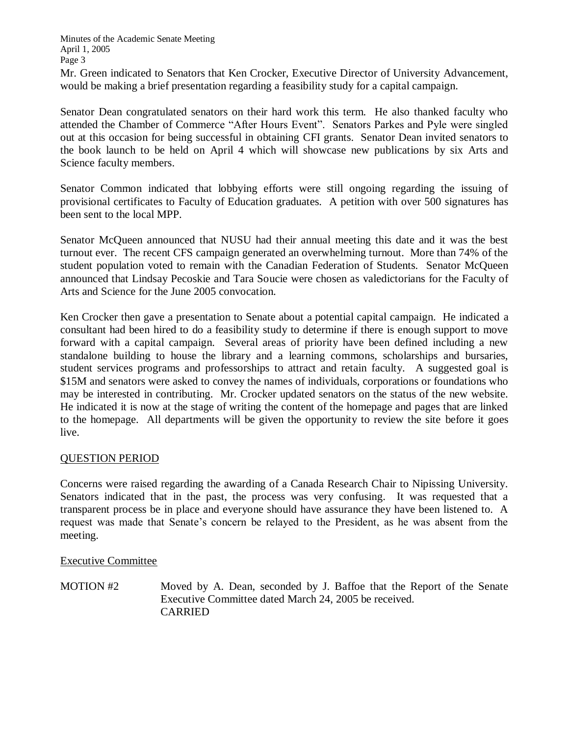Mr. Green indicated to Senators that Ken Crocker, Executive Director of University Advancement, would be making a brief presentation regarding a feasibility study for a capital campaign.

Senator Dean congratulated senators on their hard work this term. He also thanked faculty who attended the Chamber of Commerce "After Hours Event". Senators Parkes and Pyle were singled out at this occasion for being successful in obtaining CFI grants. Senator Dean invited senators to the book launch to be held on April 4 which will showcase new publications by six Arts and Science faculty members.

Senator Common indicated that lobbying efforts were still ongoing regarding the issuing of provisional certificates to Faculty of Education graduates. A petition with over 500 signatures has been sent to the local MPP.

Senator McQueen announced that NUSU had their annual meeting this date and it was the best turnout ever. The recent CFS campaign generated an overwhelming turnout. More than 74% of the student population voted to remain with the Canadian Federation of Students. Senator McQueen announced that Lindsay Pecoskie and Tara Soucie were chosen as valedictorians for the Faculty of Arts and Science for the June 2005 convocation.

Ken Crocker then gave a presentation to Senate about a potential capital campaign. He indicated a consultant had been hired to do a feasibility study to determine if there is enough support to move forward with a capital campaign. Several areas of priority have been defined including a new standalone building to house the library and a learning commons, scholarships and bursaries, student services programs and professorships to attract and retain faculty. A suggested goal is $15M and senators were asked to convey the names of individuals, corporations or foundations who may be interested in contributing. Mr. Crocker updated senators on the status of the new website. He indicated it is now at the stage of writing the content of the homepage and pages that are linked to the homepage. All departments will be given the opportunity to review the site before it goes live.

## QUESTION PERIOD

Concerns were raised regarding the awarding of a Canada Research Chair to Nipissing University. Senators indicated that in the past, the process was very confusing. It was requested that a transparent process be in place and everyone should have assurance they have been listened to. A request was made that Senate's concern be relayed to the President, as he was absent from the meeting.

## Executive Committee

MOTION #2 Moved by A. Dean, seconded by J. Baffoe that the Report of the Senate Executive Committee dated March 24, 2005 be received.
CARRIED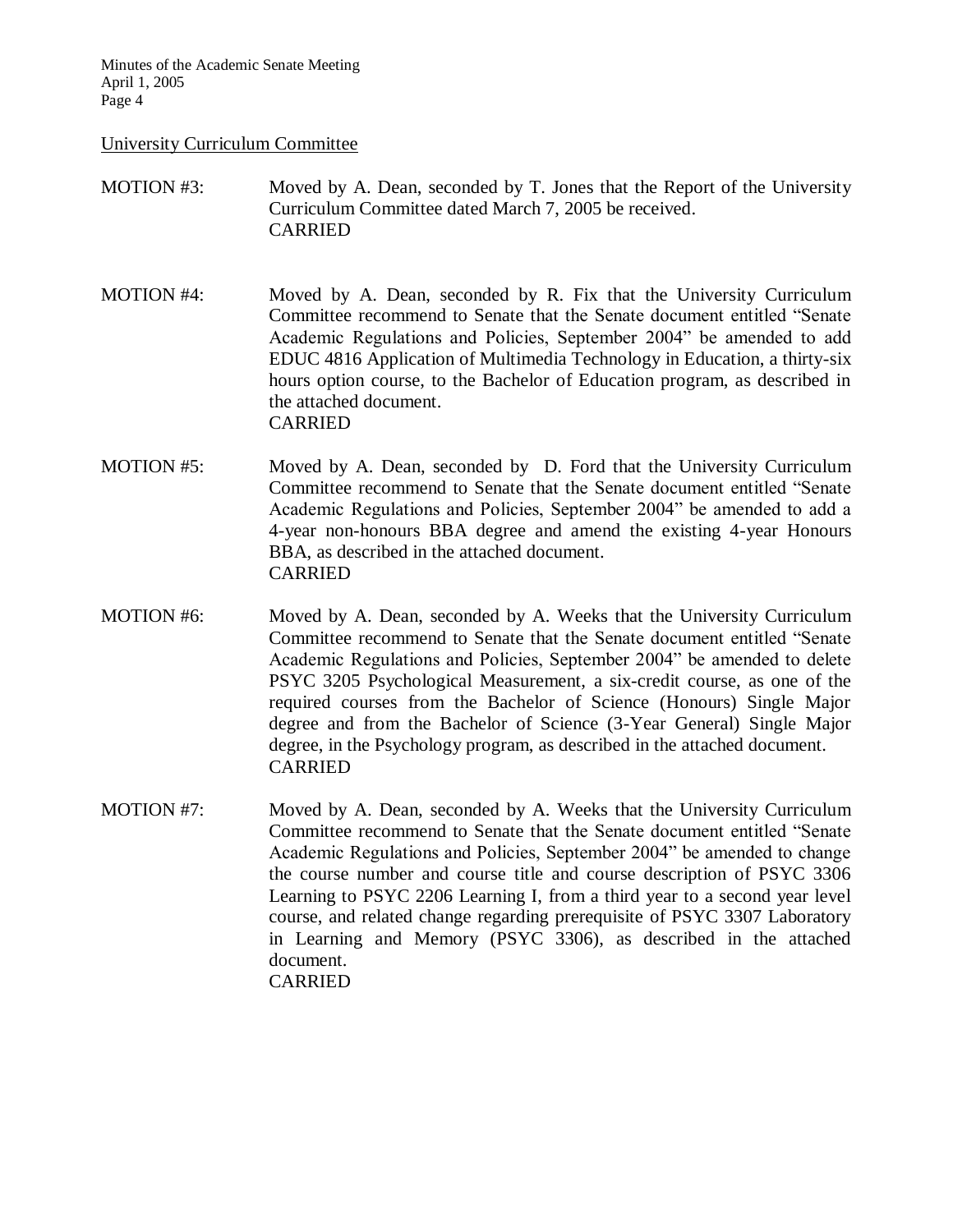## University Curriculum Committee

MOTION #3: Moved by A. Dean, seconded by T. Jones that the Report of the University Curriculum Committee dated March 7, 2005 be received.
CARRIED

MOTION #4: Moved by A. Dean, seconded by R. Fix that the University Curriculum Committee recommend to Senate that the Senate document entitled "Senate Academic Regulations and Policies, September 2004" be amended to add EDUC 4816 Application of Multimedia Technology in Education, a thirty-six hours option course, to the Bachelor of Education program, as described in the attached document.
CARRIED

MOTION #5: Moved by A. Dean, seconded by D. Ford that the University Curriculum Committee recommend to Senate that the Senate document entitled "Senate Academic Regulations and Policies, September 2004" be amended to add a 4-year non-honours BBA degree and amend the existing 4-year Honours BBA, as described in the attached document.
CARRIED

MOTION #6: Moved by A. Dean, seconded by A. Weeks that the University Curriculum Committee recommend to Senate that the Senate document entitled "Senate Academic Regulations and Policies, September 2004" be amended to delete PSYC 3205 Psychological Measurement, a six-credit course, as one of the required courses from the Bachelor of Science (Honours) Single Major degree and from the Bachelor of Science (3-Year General) Single Major degree, in the Psychology program, as described in the attached document.
CARRIED

MOTION #7: Moved by A. Dean, seconded by A. Weeks that the University Curriculum Committee recommend to Senate that the Senate document entitled "Senate Academic Regulations and Policies, September 2004" be amended to change the course number and course title and course description of PSYC 3306 Learning to PSYC 2206 Learning I, from a third year to a second year level course, and related change regarding prerequisite of PSYC 3307 Laboratory in Learning and Memory (PSYC 3306), as described in the attached document.
CARRIED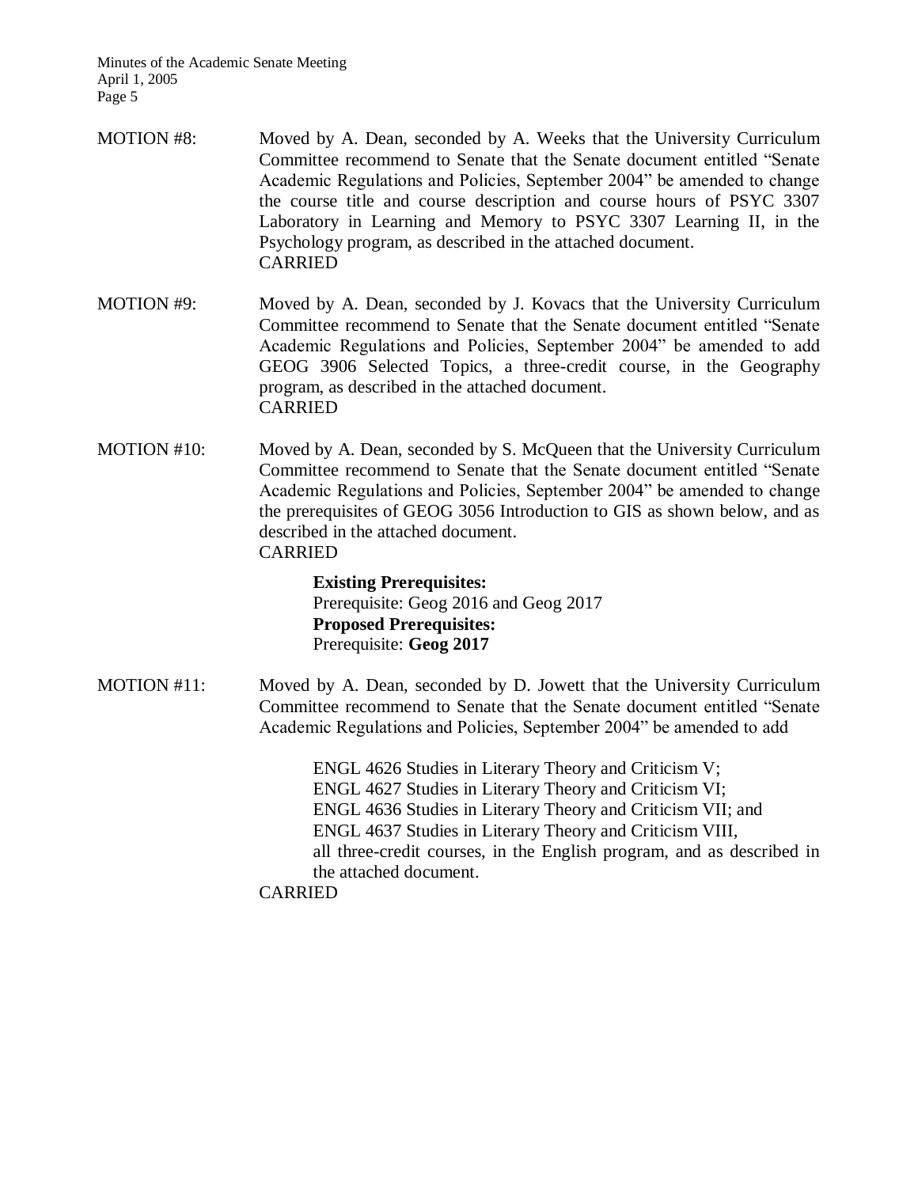MOTION #8: Moved by A. Dean, seconded by A. Weeks that the University Curriculum Committee recommend to Senate that the Senate document entitled "Senate Academic Regulations and Policies, September 2004" be amended to change the course title and course description and course hours of PSYC 3307 Laboratory in Learning and Memory to PSYC 3307 Learning II, in the Psychology program, as described in the attached document.
CARRIED

MOTION #9: Moved by A. Dean, seconded by J. Kovacs that the University Curriculum Committee recommend to Senate that the Senate document entitled "Senate Academic Regulations and Policies, September 2004" be amended to add GEOG 3906 Selected Topics, a three-credit course, in the Geography program, as described in the attached document.
CARRIED

MOTION #10: Moved by A. Dean, seconded by S. McQueen that the University Curriculum Committee recommend to Senate that the Senate document entitled "Senate Academic Regulations and Policies, September 2004" be amended to change the prerequisites of GEOG 3056 Introduction to GIS as shown below, and as described in the attached document.
CARRIED

> **Existing Prerequisites:**
> Prerequisite: Geog 2016 and Geog 2017
> **Proposed Prerequisites:**
> Prerequisite: **Geog 2017**

MOTION #11: Moved by A. Dean, seconded by D. Jowett that the University Curriculum Committee recommend to Senate that the Senate document entitled "Senate Academic Regulations and Policies, September 2004" be amended to add

> ENGL 4626 Studies in Literary Theory and Criticism V;
> ENGL 4627 Studies in Literary Theory and Criticism VI;
> ENGL 4636 Studies in Literary Theory and Criticism VII; and
> ENGL 4637 Studies in Literary Theory and Criticism VIII,
> all three-credit courses, in the English program, and as described in the attached document.

CARRIED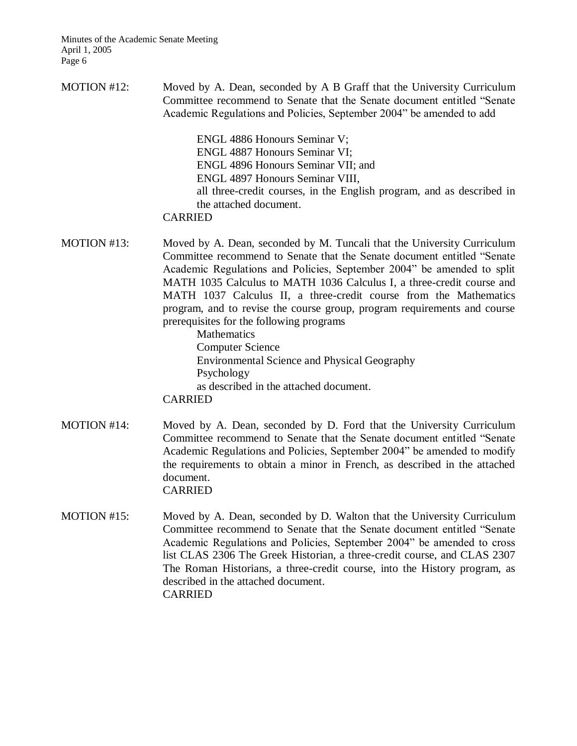MOTION #12: Moved by A. Dean, seconded by A B Graff that the University Curriculum Committee recommend to Senate that the Senate document entitled "Senate Academic Regulations and Policies, September 2004" be amended to add

> ENGL 4886 Honours Seminar V;
> ENGL 4887 Honours Seminar VI;
> ENGL 4896 Honours Seminar VII; and
> ENGL 4897 Honours Seminar VIII,
> all three-credit courses, in the English program, and as described in the attached document.

CARRIED

MOTION #13: Moved by A. Dean, seconded by M. Tuncali that the University Curriculum Committee recommend to Senate that the Senate document entitled "Senate Academic Regulations and Policies, September 2004" be amended to split MATH 1035 Calculus to MATH 1036 Calculus I, a three-credit course and MATH 1037 Calculus II, a three-credit course from the Mathematics program, and to revise the course group, program requirements and course prerequisites for the following programs

> Mathematics
> Computer Science
> Environmental Science and Physical Geography
> Psychology
> as described in the attached document.

CARRIED

MOTION #14: Moved by A. Dean, seconded by D. Ford that the University Curriculum Committee recommend to Senate that the Senate document entitled "Senate Academic Regulations and Policies, September 2004" be amended to modify the requirements to obtain a minor in French, as described in the attached document.

CARRIED

MOTION #15: Moved by A. Dean, seconded by D. Walton that the University Curriculum Committee recommend to Senate that the Senate document entitled "Senate Academic Regulations and Policies, September 2004" be amended to cross list CLAS 2306 The Greek Historian, a three-credit course, and CLAS 2307 The Roman Historians, a three-credit course, into the History program, as described in the attached document.

CARRIED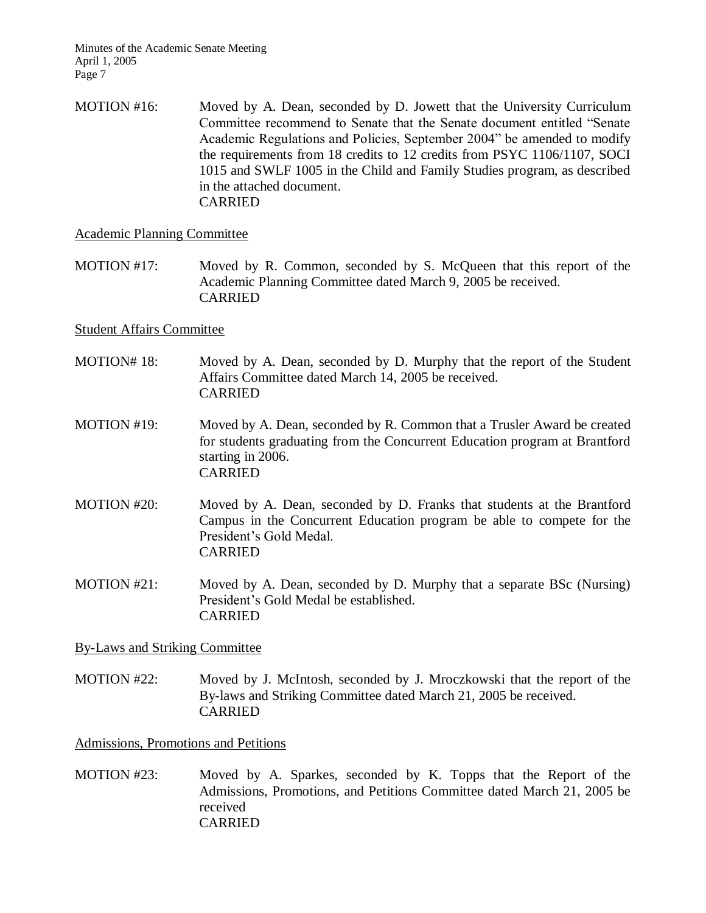MOTION #16: Moved by A. Dean, seconded by D. Jowett that the University Curriculum Committee recommend to Senate that the Senate document entitled "Senate Academic Regulations and Policies, September 2004" be amended to modify the requirements from 18 credits to 12 credits from PSYC 1106/1107, SOCI 1015 and SWLF 1005 in the Child and Family Studies program, as described in the attached document.
CARRIED

<u>Academic Planning Committee</u>

MOTION #17: Moved by R. Common, seconded by S. McQueen that this report of the Academic Planning Committee dated March 9, 2005 be received.
CARRIED

<u>Student Affairs Committee</u>

MOTION# 18: Moved by A. Dean, seconded by D. Murphy that the report of the Student Affairs Committee dated March 14, 2005 be received.
CARRIED

MOTION #19: Moved by A. Dean, seconded by R. Common that a Trusler Award be created for students graduating from the Concurrent Education program at Brantford starting in 2006.
CARRIED

MOTION #20: Moved by A. Dean, seconded by D. Franks that students at the Brantford Campus in the Concurrent Education program be able to compete for the President's Gold Medal.
CARRIED

MOTION #21: Moved by A. Dean, seconded by D. Murphy that a separate BSc (Nursing) President's Gold Medal be established.
CARRIED

<u>By-Laws and Striking Committee</u>

MOTION #22: Moved by J. McIntosh, seconded by J. Mroczkowski that the report of the By-laws and Striking Committee dated March 21, 2005 be received.
CARRIED

<u>Admissions, Promotions and Petitions</u>

MOTION #23: Moved by A. Sparkes, seconded by K. Topps that the Report of the Admissions, Promotions, and Petitions Committee dated March 21, 2005 be received
CARRIED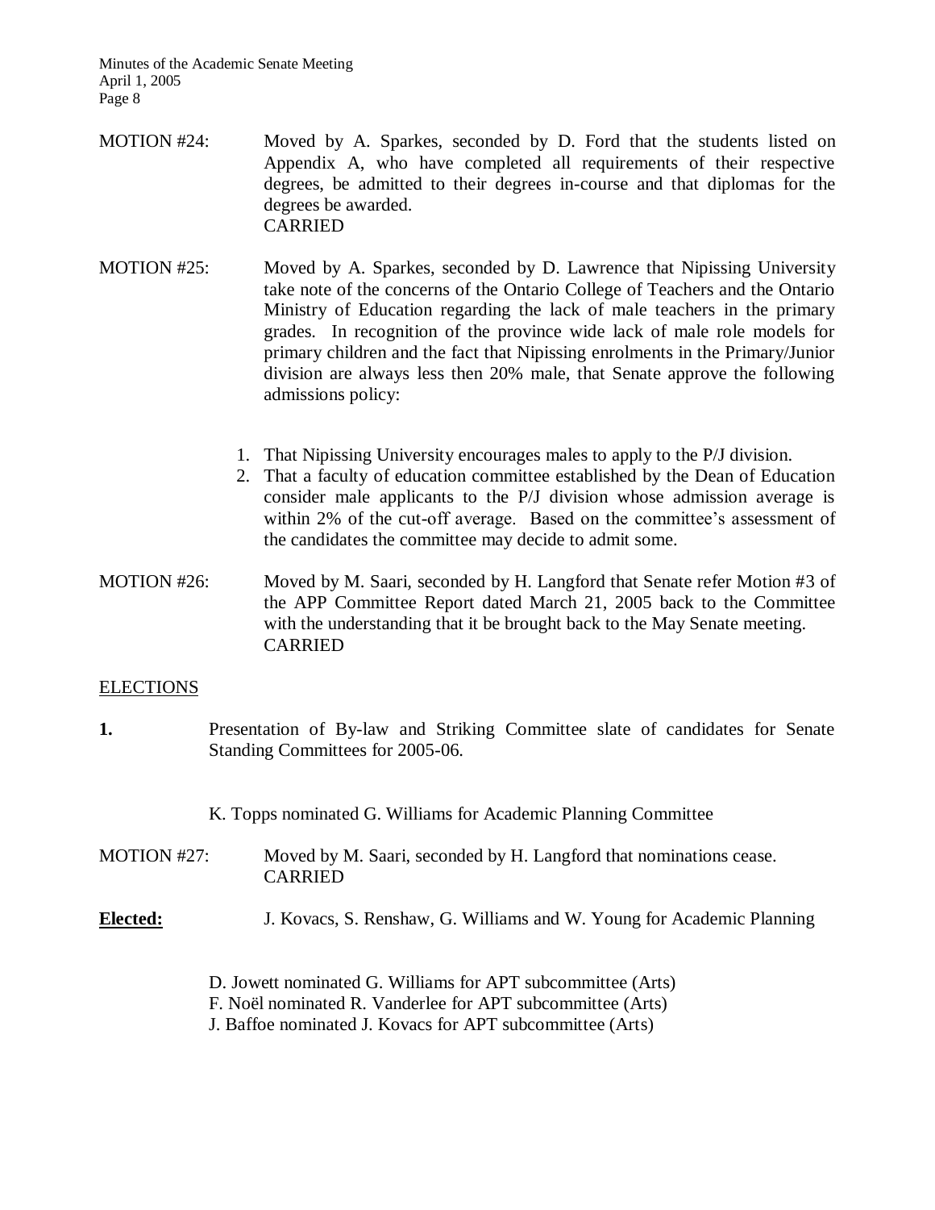MOTION #24: Moved by A. Sparkes, seconded by D. Ford that the students listed on Appendix A, who have completed all requirements of their respective degrees, be admitted to their degrees in-course and that diplomas for the degrees be awarded.
CARRIED

MOTION #25: Moved by A. Sparkes, seconded by D. Lawrence that Nipissing University take note of the concerns of the Ontario College of Teachers and the Ontario Ministry of Education regarding the lack of male teachers in the primary grades. In recognition of the province wide lack of male role models for primary children and the fact that Nipissing enrolments in the Primary/Junior division are always less then 20% male, that Senate approve the following admissions policy:

1. That Nipissing University encourages males to apply to the P/J division.
2. That a faculty of education committee established by the Dean of Education consider male applicants to the P/J division whose admission average is within 2% of the cut-off average. Based on the committee's assessment of the candidates the committee may decide to admit some.

MOTION #26: Moved by M. Saari, seconded by H. Langford that Senate refer Motion #3 of the APP Committee Report dated March 21, 2005 back to the Committee with the understanding that it be brought back to the May Senate meeting.
CARRIED

## ELECTIONS

**1.** Presentation of By-law and Striking Committee slate of candidates for Senate Standing Committees for 2005-06.

K. Topps nominated G. Williams for Academic Planning Committee

MOTION #27: Moved by M. Saari, seconded by H. Langford that nominations cease.
CARRIED

**Elected:** J. Kovacs, S. Renshaw, G. Williams and W. Young for Academic Planning

D. Jowett nominated G. Williams for APT subcommittee (Arts)
F. Noël nominated R. Vanderlee for APT subcommittee (Arts)
J. Baffoe nominated J. Kovacs for APT subcommittee (Arts)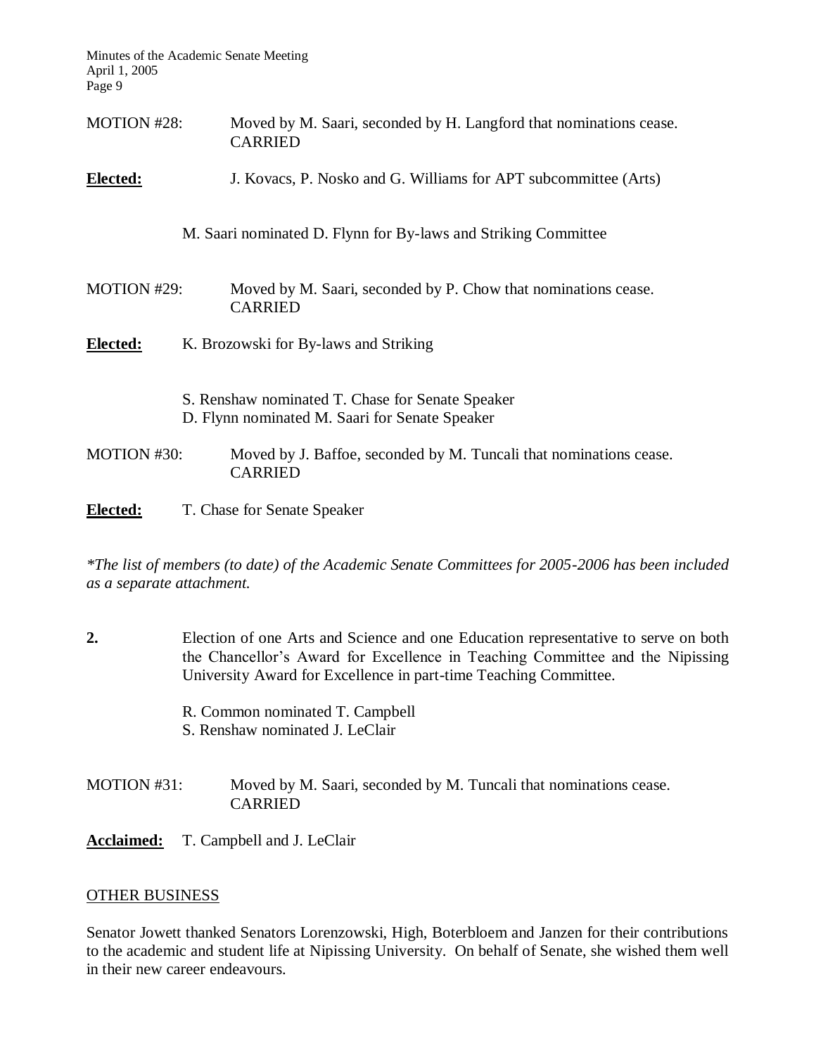MOTION #28: Moved by M. Saari, seconded by H. Langford that nominations cease. CARRIED

**Elected:** J. Kovacs, P. Nosko and G. Williams for APT subcommittee (Arts)

M. Saari nominated D. Flynn for By-laws and Striking Committee

MOTION #29: Moved by M. Saari, seconded by P. Chow that nominations cease. CARRIED

**Elected:** K. Brozowski for By-laws and Striking

S. Renshaw nominated T. Chase for Senate Speaker
D. Flynn nominated M. Saari for Senate Speaker

MOTION #30: Moved by J. Baffoe, seconded by M. Tuncali that nominations cease. CARRIED

**Elected:** T. Chase for Senate Speaker

*\*The list of members (to date) of the Academic Senate Committees for 2005-2006 has been included as a separate attachment.*

**2.** Election of one Arts and Science and one Education representative to serve on both the Chancellor's Award for Excellence in Teaching Committee and the Nipissing University Award for Excellence in part-time Teaching Committee.

R. Common nominated T. Campbell
S. Renshaw nominated J. LeClair

MOTION #31: Moved by M. Saari, seconded by M. Tuncali that nominations cease. CARRIED

**Acclaimed:** T. Campbell and J. LeClair

## OTHER BUSINESS

Senator Jowett thanked Senators Lorenzowski, High, Boterbloem and Janzen for their contributions to the academic and student life at Nipissing University. On behalf of Senate, she wished them well in their new career endeavours.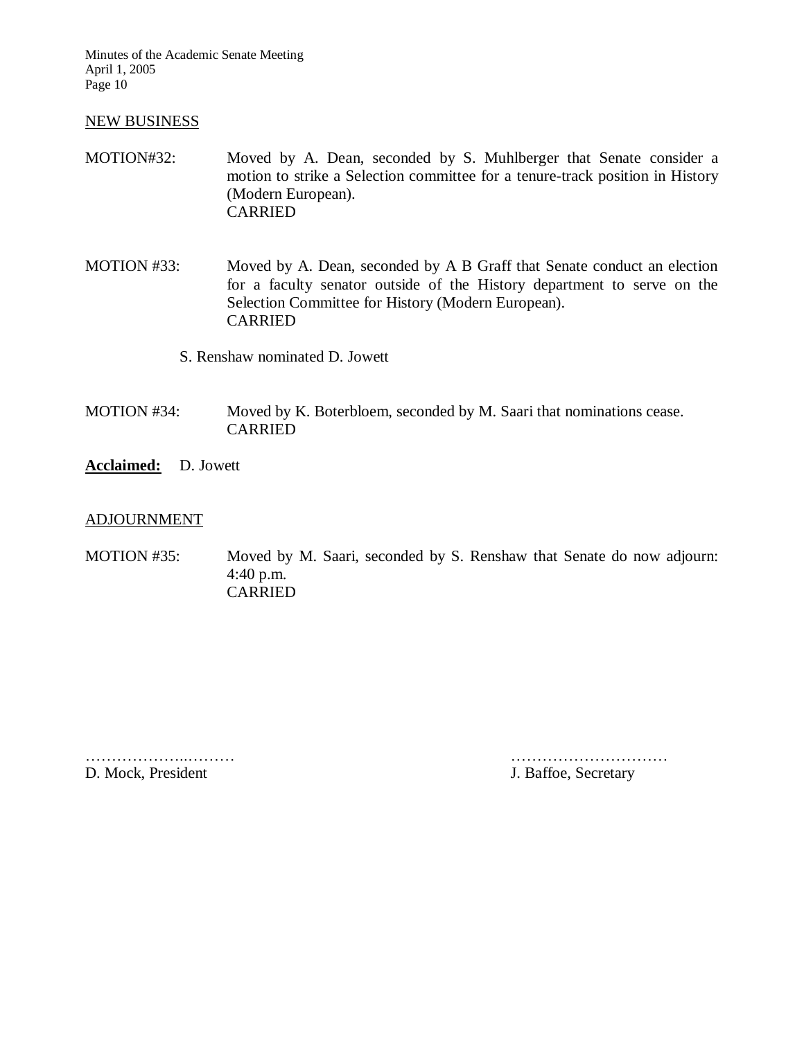## NEW BUSINESS

MOTION#32: Moved by A. Dean, seconded by S. Muhlberger that Senate consider a motion to strike a Selection committee for a tenure-track position in History (Modern European).
CARRIED

MOTION #33: Moved by A. Dean, seconded by A B Graff that Senate conduct an election for a faculty senator outside of the History department to serve on the Selection Committee for History (Modern European).
CARRIED

S. Renshaw nominated D. Jowett

MOTION #34: Moved by K. Boterbloem, seconded by M. Saari that nominations cease.
CARRIED

**Acclaimed:** D. Jowett

## ADJOURNMENT

MOTION #35: Moved by M. Saari, seconded by S. Renshaw that Senate do now adjourn: 4:40 p.m.
CARRIED

………………..……… 
D. Mock, President

…………………………
J. Baffoe, Secretary